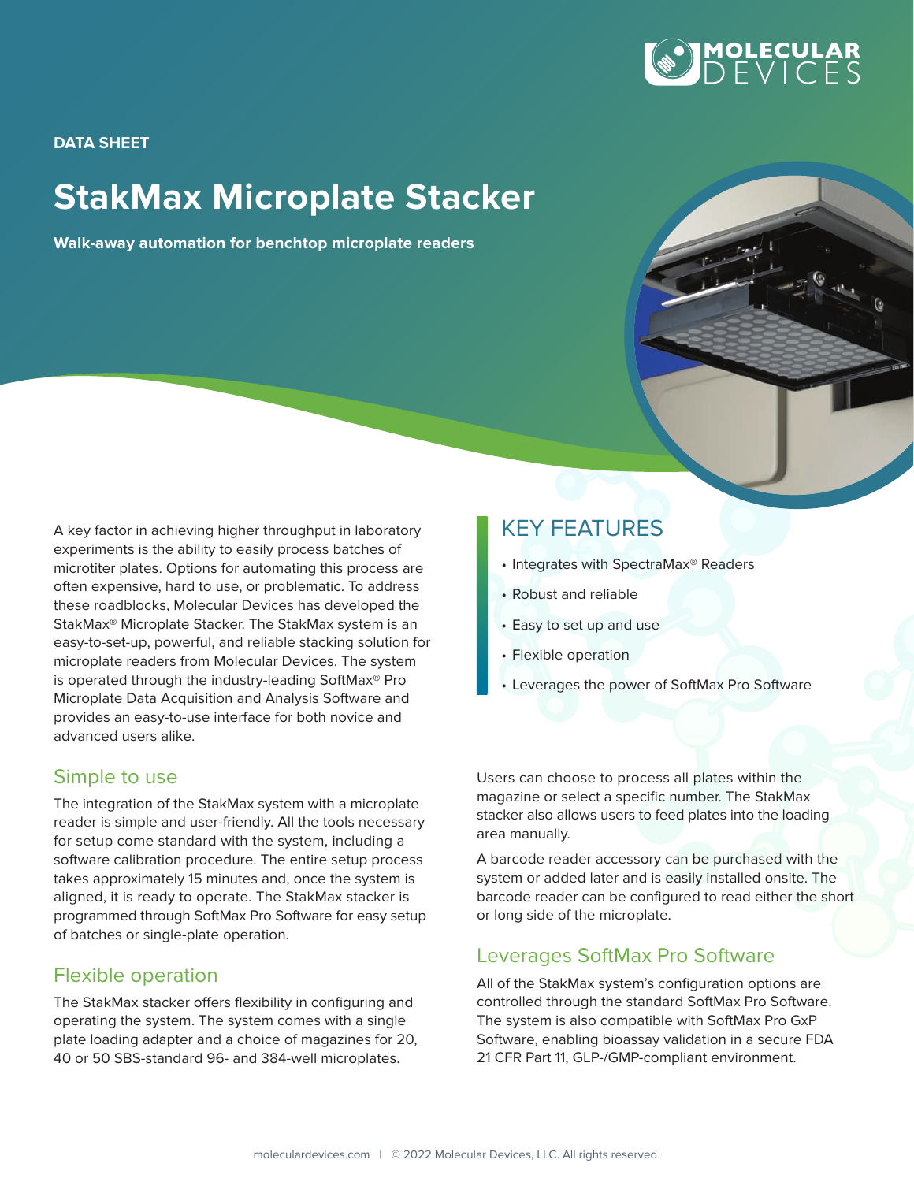DATA SHEET

# StakMax Microplate Stacker

**Walk-away automation for benchtop microplate readers**

A key factor in achieving higher throughput in laboratory experiments is the ability to easily process batches of microtiter plates. Options for automating this process are often expensive, hard to use, or problematic. To address these roadblocks, Molecular Devices has developed the StakMax® Microplate Stacker. The StakMax system is an easy-to-set-up, powerful, and reliable stacking solution for microplate readers from Molecular Devices. The system is operated through the industry-leading SoftMax® Pro Microplate Data Acquisition and Analysis Software and provides an easy-to-use interface for both novice and advanced users alike.

## KEY FEATURES

- Integrates with SpectraMax® Readers
- Robust and reliable
- Easy to set up and use
- Flexible operation
- Leverages the power of SoftMax Pro Software

## Simple to use

The integration of the StakMax system with a microplate reader is simple and user-friendly. All the tools necessary for setup come standard with the system, including a software calibration procedure. The entire setup process takes approximately 15 minutes and, once the system is aligned, it is ready to operate. The StakMax stacker is programmed through SoftMax Pro Software for easy setup of batches or single-plate operation.

## Flexible operation

The StakMax stacker offers flexibility in configuring and operating the system. The system comes with a single plate loading adapter and a choice of magazines for 20, 40 or 50 SBS-standard 96- and 384-well microplates.

Users can choose to process all plates within the magazine or select a specific number. The StakMax stacker also allows users to feed plates into the loading area manually.

A barcode reader accessory can be purchased with the system or added later and is easily installed onsite. The barcode reader can be configured to read either the short or long side of the microplate.

## Leverages SoftMax Pro Software

All of the StakMax system's configuration options are controlled through the standard SoftMax Pro Software. The system is also compatible with SoftMax Pro GxP Software, enabling bioassay validation in a secure FDA 21 CFR Part 11, GLP-/GMP-compliant environment.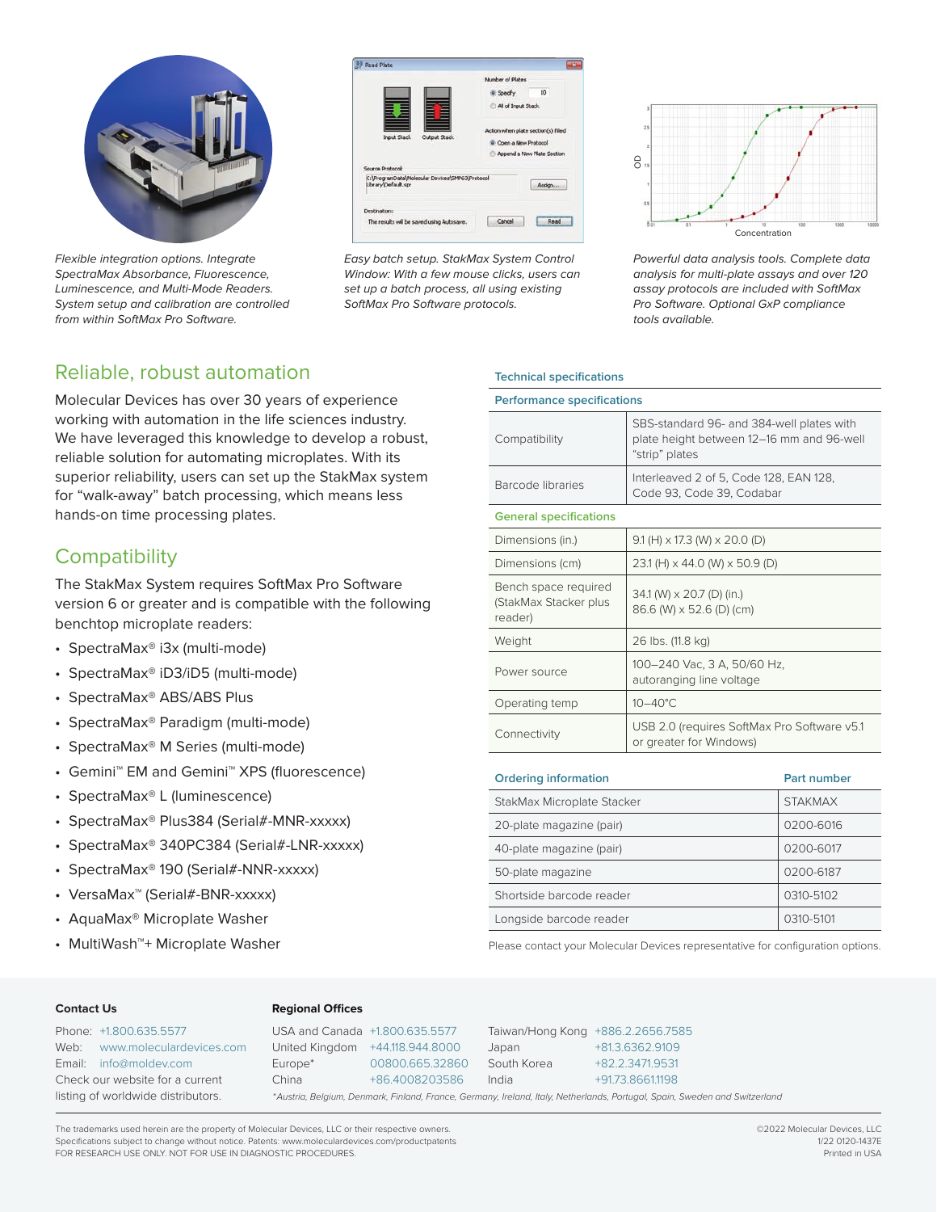*Flexible integration options. Integrate SpectraMax Absorbance, Fluorescence, Luminescence, and Multi-Mode Readers. System setup and calibration are controlled from within SoftMax Pro Software.*

*Easy batch setup. StakMax System Control Window: With a few mouse clicks, users can set up a batch process, all using existing SoftMax Pro Software protocols.*

*Powerful data analysis tools. Complete data analysis for multi-plate assays and over 120 assay protocols are included with SoftMax Pro Software. Optional GxP compliance tools available.*

## Reliable, robust automation

Molecular Devices has over 30 years of experience working with automation in the life sciences industry. We have leveraged this knowledge to develop a robust, reliable solution for automating microplates. With its superior reliability, users can set up the StakMax system for "walk-away" batch processing, which means less hands-on time processing plates.

## Compatibility

The StakMax System requires SoftMax Pro Software version 6 or greater and is compatible with the following benchtop microplate readers:

- SpectraMax® i3x (multi-mode)
- SpectraMax® iD3/iD5 (multi-mode)
- SpectraMax® ABS/ABS Plus
- SpectraMax® Paradigm (multi-mode)
- SpectraMax® M Series (multi-mode)
- Gemini™ EM and Gemini™ XPS (fluorescence)
- SpectraMax® L (luminescence)
- SpectraMax® Plus384 (Serial#-MNR-xxxxx)
- SpectraMax® 340PC384 (Serial#-LNR-xxxxx)
- SpectraMax® 190 (Serial#-NNR-xxxxx)
- VersaMax™ (Serial#-BNR-xxxxx)
- AquaMax® Microplate Washer
- MultiWash™+ Microplate Washer

### Technical specifications

| Performance specifications | |
|---|---|
| Compatibility | SBS-standard 96- and 384-well plates with plate height between 12–16 mm and 96-well "strip" plates |
| Barcode libraries | Interleaved 2 of 5, Code 128, EAN 128, Code 93, Code 39, Codabar |
| **General specifications** | |
| Dimensions (in.) | 9.1 (H) x 17.3 (W) x 20.0 (D) |
| Dimensions (cm) | 23.1 (H) x 44.0 (W) x 50.9 (D) |
| Bench space required (StakMax Stacker plus reader) | 34.1 (W) x 20.7 (D) (in.)<br>86.6 (W) x 52.6 (D) (cm) |
| Weight | 26 lbs. (11.8 kg) |
| Power source | 100–240 Vac, 3 A, 50/60 Hz, autoranging line voltage |
| Operating temp | 10–40°C |
| Connectivity | USB 2.0 (requires SoftMax Pro Software v5.1 or greater for Windows) |

| Ordering information | Part number |
|---|---|
| StakMax Microplate Stacker | STAKMAX |
| 20-plate magazine (pair) | 0200-6016 |
| 40-plate magazine (pair) | 0200-6017 |
| 50-plate magazine | 0200-6187 |
| Shortside barcode reader | 0310-5102 |
| Longside barcode reader | 0310-5101 |

Please contact your Molecular Devices representative for configuration options.

**Contact Us**

Phone: +1.800.635.5577
Web: www.moleculardevices.com
Email: info@moldev.com
Check our website for a current listing of worldwide distributors.

**Regional Offices**

| | | | |
|---|---|---|---|
| USA and Canada | +1.800.635.5577 | Taiwan/Hong Kong | +886.2.2656.7585 |
| United Kingdom | +44.118.944.8000 | Japan | +81.3.6362.9109 |
| Europe* | 00800.665.32860 | South Korea | +82.2.3471.9531 |
| China | +86.4008203586 | India | +91.73.8661.1198 |

*\*Austria, Belgium, Denmark, Finland, France, Germany, Ireland, Italy, Netherlands, Portugal, Spain, Sweden and Switzerland*

The trademarks used herein are the property of Molecular Devices, LLC or their respective owners. Specifications subject to change without notice. Patents: www.moleculardevices.com/productpatents
FOR RESEARCH USE ONLY. NOT FOR USE IN DIAGNOSTIC PROCEDURES.

©2022 Molecular Devices, LLC
1/22 0120-1437E
Printed in USA